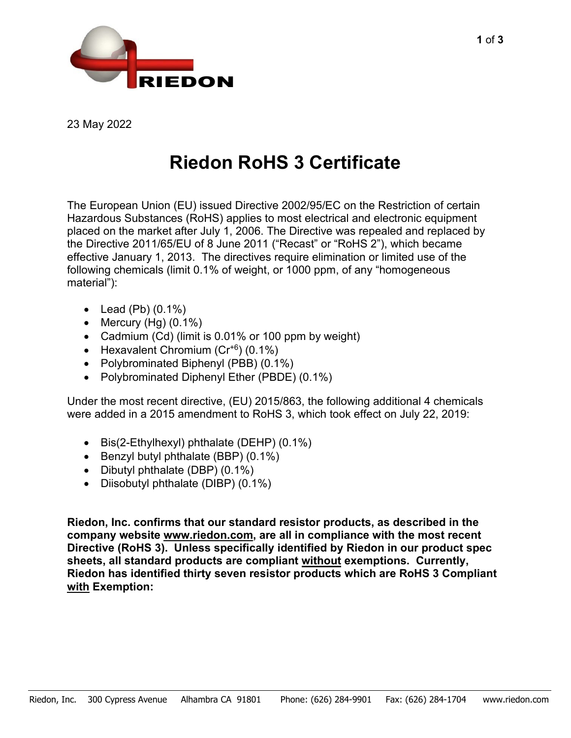23 May 2022

# Riedon RoHS 3 Certificate

The European Union (EU) issued Directive 2002/95/EC on the Restriction of certain Hazardous Substances (RoHS) applies to most electrical and electronic equipment placed on the market after July 1, 2006. The Directive was repealed and replaced by the Directive 2011/65/EU of 8 June 2011 ("Recast" or "RoHS 2"), which became effective January 1, 2013. The directives require elimination or limited use of the following chemicals (limit 0.1% of weight, or 1000 ppm, of any "homogeneous material"):

- Lead (Pb) (0.1%)
- Mercury (Hg) (0.1%)
- Cadmium (Cd) (limit is 0.01% or 100 ppm by weight)
- Hexavalent Chromium ($Cr^{+6}$) (0.1%)
- Polybrominated Biphenyl (PBB) (0.1%)
- Polybrominated Diphenyl Ether (PBDE) (0.1%)

Under the most recent directive, (EU) 2015/863, the following additional 4 chemicals were added in a 2015 amendment to RoHS 3, which took effect on July 22, 2019:

- Bis(2-Ethylhexyl) phthalate (DEHP) (0.1%)
- Benzyl butyl phthalate (BBP) (0.1%)
- Dibutyl phthalate (DBP) (0.1%)
- Diisobutyl phthalate (DIBP) (0.1%)

**Riedon, Inc. confirms that our standard resistor products, as described in the company website www.riedon.com, are all in compliance with the most recent Directive (RoHS 3). Unless specifically identified by Riedon in our product spec sheets, all standard products are compliant without exemptions. Currently, Riedon has identified thirty seven resistor products which are RoHS 3 Compliant with Exemption:**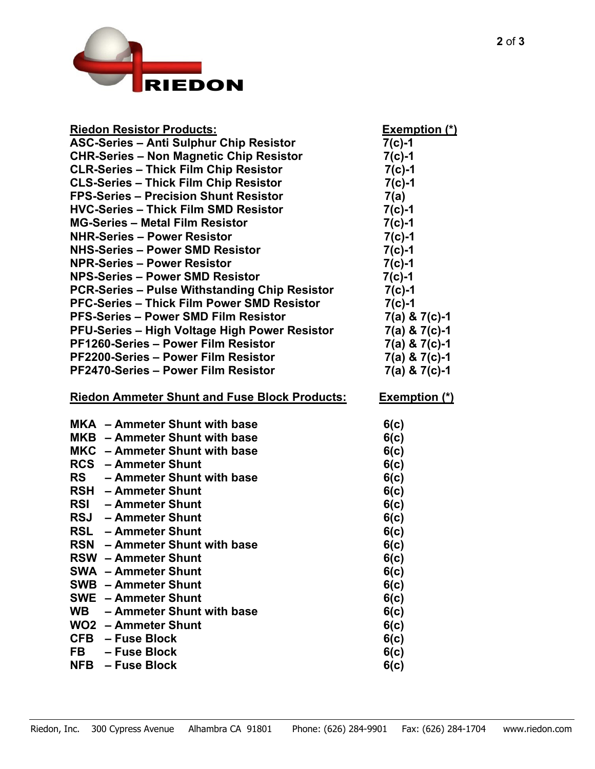RIEDON

| Riedon Resistor Products: | Exemption (*) |
|---|---|
| ASC-Series – Anti Sulphur Chip Resistor | 7(c)-1 |
| CHR-Series – Non Magnetic Chip Resistor | 7(c)-1 |
| CLR-Series – Thick Film Chip Resistor | 7(c)-1 |
| CLS-Series – Thick Film Chip Resistor | 7(c)-1 |
| FPS-Series – Precision Shunt Resistor | 7(a) |
| HVC-Series – Thick Film SMD Resistor | 7(c)-1 |
| MG-Series – Metal Film Resistor | 7(c)-1 |
| NHR-Series – Power Resistor | 7(c)-1 |
| NHS-Series – Power SMD Resistor | 7(c)-1 |
| NPR-Series – Power Resistor | 7(c)-1 |
| NPS-Series – Power SMD Resistor | 7(c)-1 |
| PCR-Series – Pulse Withstanding Chip Resistor | 7(c)-1 |
| PFC-Series – Thick Film Power SMD Resistor | 7(c)-1 |
| PFS-Series – Power SMD Film Resistor | 7(a) & 7(c)-1 |
| PFU-Series – High Voltage High Power Resistor | 7(a) & 7(c)-1 |
| PF1260-Series – Power Film Resistor | 7(a) & 7(c)-1 |
| PF2200-Series – Power Film Resistor | 7(a) & 7(c)-1 |
| PF2470-Series – Power Film Resistor | 7(a) & 7(c)-1 |

| Riedon Ammeter Shunt and Fuse Block Products: | Exemption (*) |
|---|---|
| MKA – Ammeter Shunt with base | 6(c) |
| MKB – Ammeter Shunt with base | 6(c) |
| MKC – Ammeter Shunt with base | 6(c) |
| RCS – Ammeter Shunt | 6(c) |
| RS – Ammeter Shunt with base | 6(c) |
| RSH – Ammeter Shunt | 6(c) |
| RSI – Ammeter Shunt | 6(c) |
| RSJ – Ammeter Shunt | 6(c) |
| RSL – Ammeter Shunt | 6(c) |
| RSN – Ammeter Shunt with base | 6(c) |
| RSW – Ammeter Shunt | 6(c) |
| SWA – Ammeter Shunt | 6(c) |
| SWB – Ammeter Shunt | 6(c) |
| SWE – Ammeter Shunt | 6(c) |
| WB – Ammeter Shunt with base | 6(c) |
| WO2 – Ammeter Shunt | 6(c) |
| CFB – Fuse Block | 6(c) |
| FB – Fuse Block | 6(c) |
| NFB – Fuse Block | 6(c) |

Riedon, Inc. 300 Cypress Avenue Alhambra CA 91801 Phone: (626) 284-9901 Fax: (626) 284-1704 www.riedon.com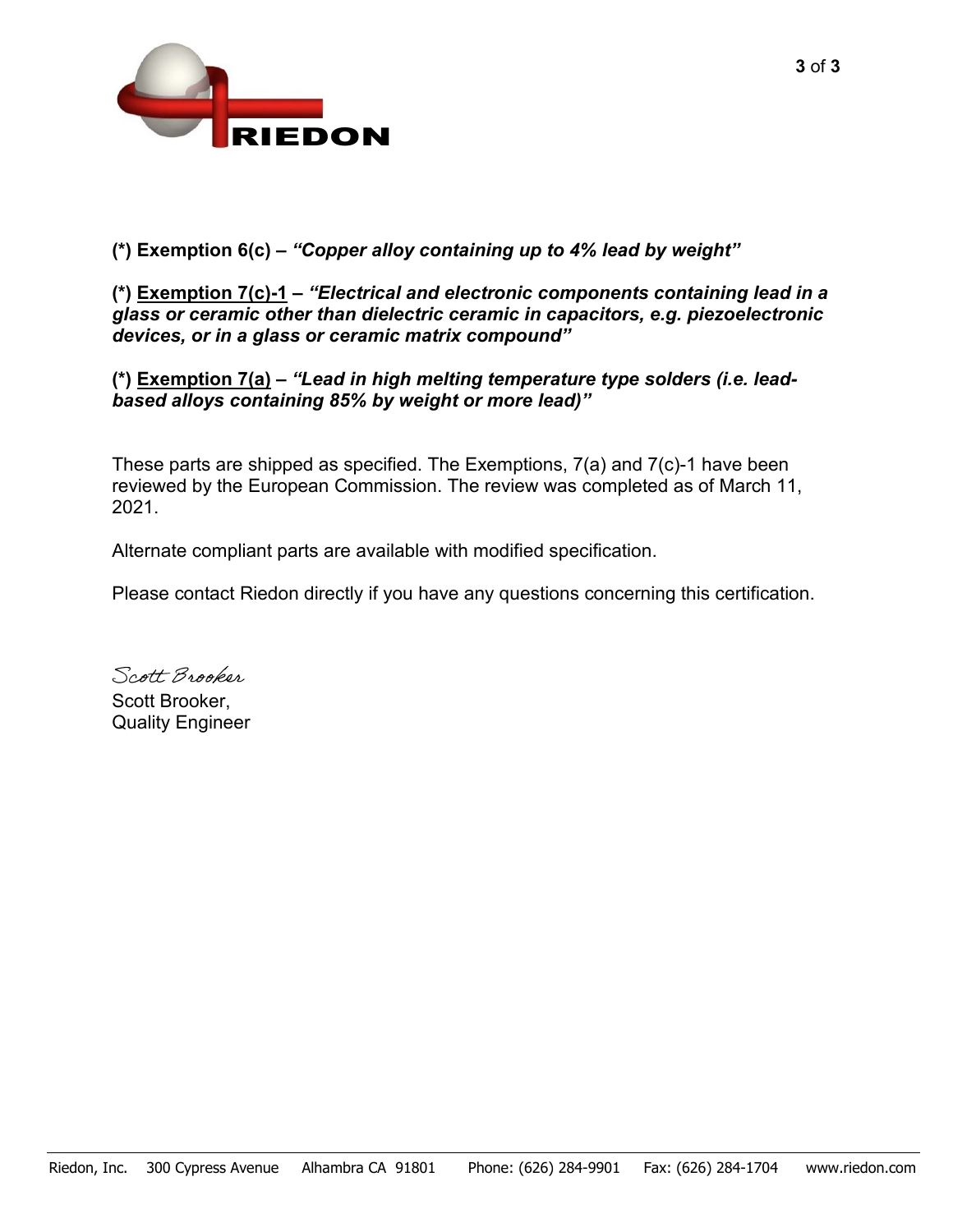**(*) Exemption 6(c) –** ***"Copper alloy containing up to 4% lead by weight"***

**(*) <u>Exemption 7(c)-1</u> –** ***"Electrical and electronic components containing lead in a glass or ceramic other than dielectric ceramic in capacitors, e.g. piezoelectronic devices, or in a glass or ceramic matrix compound"***

**(*) <u>Exemption 7(a)</u> –** ***"Lead in high melting temperature type solders (i.e. lead-based alloys containing 85% by weight or more lead)"***

These parts are shipped as specified. The Exemptions, 7(a) and 7(c)-1 have been reviewed by the European Commission. The review was completed as of March 11, 2021.

Alternate compliant parts are available with modified specification.

Please contact Riedon directly if you have any questions concerning this certification.

*Scott Brooker*

Scott Brooker,
Quality Engineer